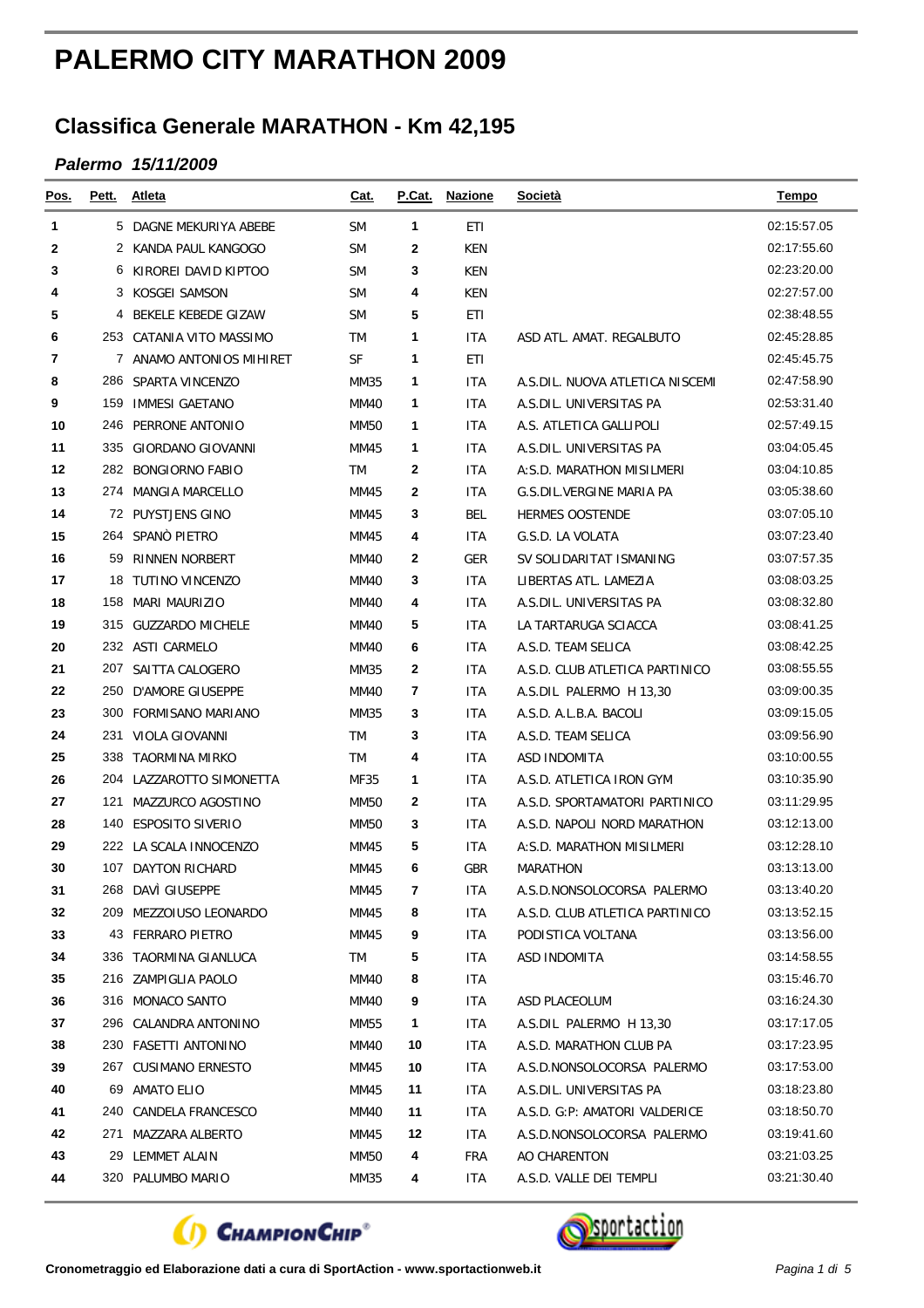# PALERMO CITY MARATHON 2009

## Classifica Generale MARATHON - Km 42,195

***Palermo 15/11/2009***

| Pos. | Pett. | Atleta | Cat. | P.Cat. | Nazione | Società | Tempo |
|---|---|---|---|---|---|---|---|
| 1 | 5 | DAGNE MEKURIYA ABEBE | SM | 1 | ETI | | 02:15:57.05 |
| 2 | 2 | KANDA PAUL KANGOGO | SM | 2 | KEN | | 02:17:55.60 |
| 3 | 6 | KIROREI DAVID KIPTOO | SM | 3 | KEN | | 02:23:20.00 |
| 4 | 3 | KOSGEI SAMSON | SM | 4 | KEN | | 02:27:57.00 |
| 5 | 4 | BEKELE KEBEDE GIZAW | SM | 5 | ETI | | 02:38:48.55 |
| 6 | 253 | CATANIA VITO MASSIMO | TM | 1 | ITA | ASD ATL. AMAT. REGALBUTO | 02:45:28.85 |
| 7 | 7 | ANAMO ANTONIOS MIHIRET | SF | 1 | ETI | | 02:45:45.75 |
| 8 | 286 | SPARTA VINCENZO | MM35 | 1 | ITA | A.S.DIL. NUOVA ATLETICA NISCEMI | 02:47:58.90 |
| 9 | 159 | IMMESI GAETANO | MM40 | 1 | ITA | A.S.DIL. UNIVERSITAS PA | 02:53:31.40 |
| 10 | 246 | PERRONE ANTONIO | MM50 | 1 | ITA | A.S. ATLETICA GALLIPOLI | 02:57:49.15 |
| 11 | 335 | GIORDANO GIOVANNI | MM45 | 1 | ITA | A.S.DIL. UNIVERSITAS PA | 03:04:05.45 |
| 12 | 282 | BONGIORNO FABIO | TM | 2 | ITA | A:S.D. MARATHON MISILMERI | 03:04:10.85 |
| 13 | 274 | MANGIA MARCELLO | MM45 | 2 | ITA | G.S.DIL.VERGINE MARIA PA | 03:05:38.60 |
| 14 | 72 | PUYSTJENS GINO | MM45 | 3 | BEL | HERMES OOSTENDE | 03:07:05.10 |
| 15 | 264 | SPANÒ PIETRO | MM45 | 4 | ITA | G.S.D. LA VOLATA | 03:07:23.40 |
| 16 | 59 | RINNEN NORBERT | MM40 | 2 | GER | SV SOLIDARITAT ISMANING | 03:07:57.35 |
| 17 | 18 | TUTINO VINCENZO | MM40 | 3 | ITA | LIBERTAS ATL. LAMEZIA | 03:08:03.25 |
| 18 | 158 | MARI MAURIZIO | MM40 | 4 | ITA | A.S.DIL. UNIVERSITAS PA | 03:08:32.80 |
| 19 | 315 | GUZZARDO MICHELE | MM40 | 5 | ITA | LA TARTARUGA SCIACCA | 03:08:41.25 |
| 20 | 232 | ASTI CARMELO | MM40 | 6 | ITA | A.S.D. TEAM SELICA | 03:08:42.25 |
| 21 | 207 | SAITTA CALOGERO | MM35 | 2 | ITA | A.S.D. CLUB ATLETICA PARTINICO | 03:08:55.55 |
| 22 | 250 | D'AMORE GIUSEPPE | MM40 | 7 | ITA | A.S.DIL PALERMO H 13,30 | 03:09:00.35 |
| 23 | 300 | FORMISANO MARIANO | MM35 | 3 | ITA | A.S.D. A.L.B.A. BACOLI | 03:09:15.05 |
| 24 | 231 | VIOLA GIOVANNI | TM | 3 | ITA | A.S.D. TEAM SELICA | 03:09:56.90 |
| 25 | 338 | TAORMINA MIRKO | TM | 4 | ITA | ASD INDOMITA | 03:10:00.55 |
| 26 | 204 | LAZZAROTTO SIMONETTA | MF35 | 1 | ITA | A.S.D. ATLETICA IRON GYM | 03:10:35.90 |
| 27 | 121 | MAZZURCO AGOSTINO | MM50 | 2 | ITA | A.S.D. SPORTAMATORI PARTINICO | 03:11:29.95 |
| 28 | 140 | ESPOSITO SIVERIO | MM50 | 3 | ITA | A.S.D. NAPOLI NORD MARATHON | 03:12:13.00 |
| 29 | 222 | LA SCALA INNOCENZO | MM45 | 5 | ITA | A:S.D. MARATHON MISILMERI | 03:12:28.10 |
| 30 | 107 | DAYTON RICHARD | MM45 | 6 | GBR | MARATHON | 03:13:13.00 |
| 31 | 268 | DAVÌ GIUSEPPE | MM45 | 7 | ITA | A.S.D.NONSOLOCORSA PALERMO | 03:13:40.20 |
| 32 | 209 | MEZZOIUSO LEONARDO | MM45 | 8 | ITA | A.S.D. CLUB ATLETICA PARTINICO | 03:13:52.15 |
| 33 | 43 | FERRARO PIETRO | MM45 | 9 | ITA | PODISTICA VOLTANA | 03:13:56.00 |
| 34 | 336 | TAORMINA GIANLUCA | TM | 5 | ITA | ASD INDOMITA | 03:14:58.55 |
| 35 | 216 | ZAMPIGLIA PAOLO | MM40 | 8 | ITA | | 03:15:46.70 |
| 36 | 316 | MONACO SANTO | MM40 | 9 | ITA | ASD PLACEOLUM | 03:16:24.30 |
| 37 | 296 | CALANDRA ANTONINO | MM55 | 1 | ITA | A.S.DIL PALERMO H 13,30 | 03:17:17.05 |
| 38 | 230 | FASETTI ANTONINO | MM40 | 10 | ITA | A.S.D. MARATHON CLUB PA | 03:17:23.95 |
| 39 | 267 | CUSIMANO ERNESTO | MM45 | 10 | ITA | A.S.D.NONSOLOCORSA PALERMO | 03:17:53.00 |
| 40 | 69 | AMATO ELIO | MM45 | 11 | ITA | A.S.DIL. UNIVERSITAS PA | 03:18:23.80 |
| 41 | 240 | CANDELA FRANCESCO | MM40 | 11 | ITA | A.S.D. G:P: AMATORI VALDERICE | 03:18:50.70 |
| 42 | 271 | MAZZARA ALBERTO | MM45 | 12 | ITA | A.S.D.NONSOLOCORSA PALERMO | 03:19:41.60 |
| 43 | 29 | LEMMET ALAIN | MM50 | 4 | FRA | AO CHARENTON | 03:21:03.25 |
| 44 | 320 | PALUMBO MARIO | MM35 | 4 | ITA | A.S.D. VALLE DEI TEMPLI | 03:21:30.40 |

**Cronometraggio ed Elaborazione dati a cura di SportAction - www.sportactionweb.it**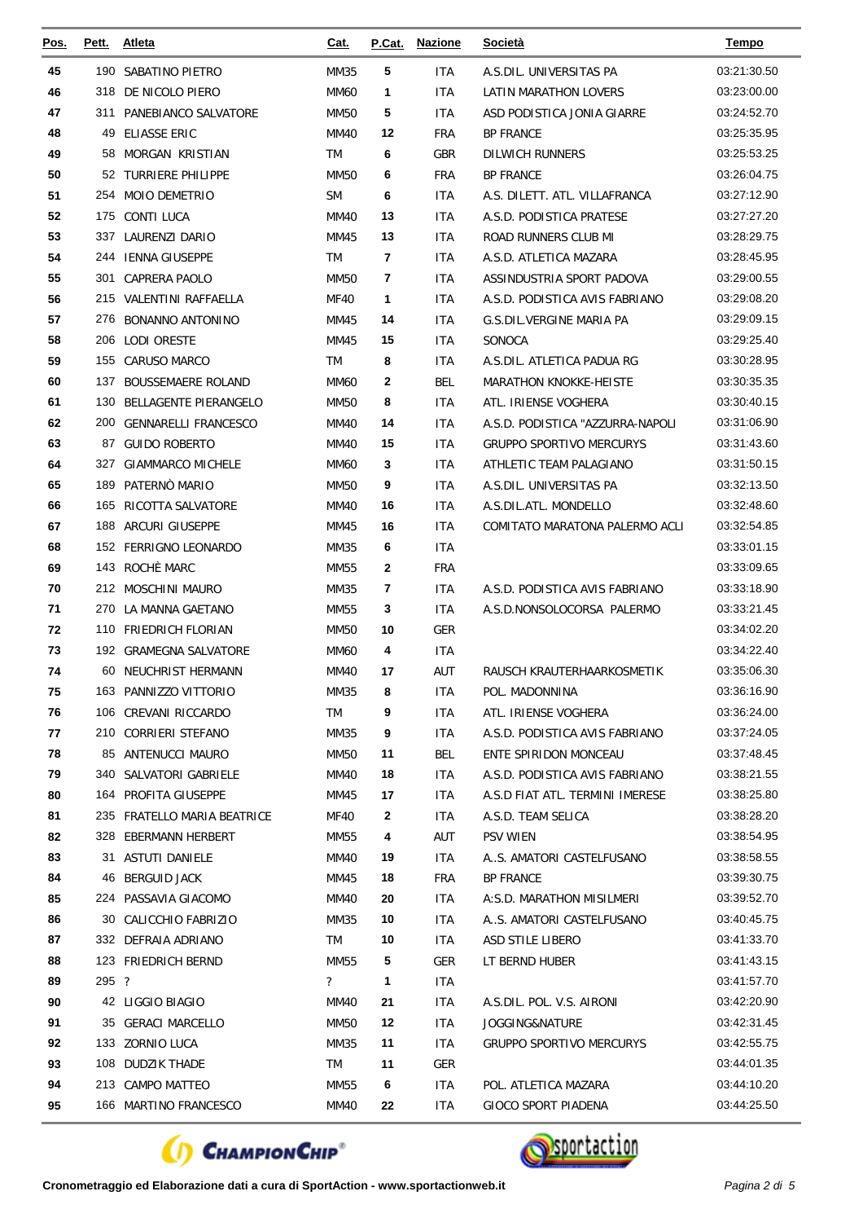| Pos. | Pett. | Atleta | Cat. | P.Cat. | Nazione | Società | Tempo |
|---|---|---|---|---|---|---|---|
| 45 | 190 | SABATINO PIETRO | MM35 | 5 | ITA | A.S.DIL. UNIVERSITAS PA | 03:21:30.50 |
| 46 | 318 | DE NICOLO PIERO | MM60 | 1 | ITA | LATIN MARATHON LOVERS | 03:23:00.00 |
| 47 | 311 | PANEBIANCO SALVATORE | MM50 | 5 | ITA | ASD PODISTICA JONIA GIARRE | 03:24:52.70 |
| 48 | 49 | ELIASSE ERIC | MM40 | 12 | FRA | BP FRANCE | 03:25:35.95 |
| 49 | 58 | MORGAN KRISTIAN | TM | 6 | GBR | DILWICH RUNNERS | 03:25:53.25 |
| 50 | 52 | TURRIERE PHILIPPE | MM50 | 6 | FRA | BP FRANCE | 03:26:04.75 |
| 51 | 254 | MOIO DEMETRIO | SM | 6 | ITA | A.S. DILETT. ATL. VILLAFRANCA | 03:27:12.90 |
| 52 | 175 | CONTI LUCA | MM40 | 13 | ITA | A.S.D. PODISTICA PRATESE | 03:27:27.20 |
| 53 | 337 | LAURENZI DARIO | MM45 | 13 | ITA | ROAD RUNNERS CLUB MI | 03:28:29.75 |
| 54 | 244 | IENNA GIUSEPPE | TM | 7 | ITA | A.S.D. ATLETICA MAZARA | 03:28:45.95 |
| 55 | 301 | CAPRERA PAOLO | MM50 | 7 | ITA | ASSINDUSTRIA SPORT PADOVA | 03:29:00.55 |
| 56 | 215 | VALENTINI RAFFAELLA | MF40 | 1 | ITA | A.S.D. PODISTICA AVIS FABRIANO | 03:29:08.20 |
| 57 | 276 | BONANNO ANTONINO | MM45 | 14 | ITA | G.S.DIL.VERGINE MARIA PA | 03:29:09.15 |
| 58 | 206 | LODI ORESTE | MM45 | 15 | ITA | SONOCA | 03:29:25.40 |
| 59 | 155 | CARUSO MARCO | TM | 8 | ITA | A.S.DIL. ATLETICA PADUA RG | 03:30:28.95 |
| 60 | 137 | BOUSSEMAERE ROLAND | MM60 | 2 | BEL | MARATHON KNOKKE-HEISTE | 03:30:35.35 |
| 61 | 130 | BELLAGENTE PIERANGELO | MM50 | 8 | ITA | ATL. IRIENSE VOGHERA | 03:30:40.15 |
| 62 | 200 | GENNARELLI FRANCESCO | MM40 | 14 | ITA | A.S.D. PODISTICA "AZZURRA-NAPOLI | 03:31:06.90 |
| 63 | 87 | GUIDO ROBERTO | MM40 | 15 | ITA | GRUPPO SPORTIVO MERCURYS | 03:31:43.60 |
| 64 | 327 | GIAMMARCO MICHELE | MM60 | 3 | ITA | ATHLETIC TEAM PALAGIANO | 03:31:50.15 |
| 65 | 189 | PATERNÒ MARIO | MM50 | 9 | ITA | A.S.DIL. UNIVERSITAS PA | 03:32:13.50 |
| 66 | 165 | RICOTTA SALVATORE | MM40 | 16 | ITA | A.S.DIL.ATL. MONDELLO | 03:32:48.60 |
| 67 | 188 | ARCURI GIUSEPPE | MM45 | 16 | ITA | COMITATO MARATONA PALERMO ACLI | 03:32:54.85 |
| 68 | 152 | FERRIGNO LEONARDO | MM35 | 6 | ITA | | 03:33:01.15 |
| 69 | 143 | ROCHÈ MARC | MM55 | 2 | FRA | | 03:33:09.65 |
| 70 | 212 | MOSCHINI MAURO | MM35 | 7 | ITA | A.S.D. PODISTICA AVIS FABRIANO | 03:33:18.90 |
| 71 | 270 | LA MANNA GAETANO | MM55 | 3 | ITA | A.S.D.NONSOLOCORSA PALERMO | 03:33:21.45 |
| 72 | 110 | FRIEDRICH FLORIAN | MM50 | 10 | GER | | 03:34:02.20 |
| 73 | 192 | GRAMEGNA SALVATORE | MM60 | 4 | ITA | | 03:34:22.40 |
| 74 | 60 | NEUCHRIST HERMANN | MM40 | 17 | AUT | RAUSCH KRAUTERHAARKOSMETIK | 03:35:06.30 |
| 75 | 163 | PANNIZZO VITTORIO | MM35 | 8 | ITA | POL. MADONNINA | 03:36:16.90 |
| 76 | 106 | CREVANI RICCARDO | TM | 9 | ITA | ATL. IRIENSE VOGHERA | 03:36:24.00 |
| 77 | 210 | CORRIERI STEFANO | MM35 | 9 | ITA | A.S.D. PODISTICA AVIS FABRIANO | 03:37:24.05 |
| 78 | 85 | ANTENUCCI MAURO | MM50 | 11 | BEL | ENTE SPIRIDON MONCEAU | 03:37:48.45 |
| 79 | 340 | SALVATORI GABRIELE | MM40 | 18 | ITA | A.S.D. PODISTICA AVIS FABRIANO | 03:38:21.55 |
| 80 | 164 | PROFITA GIUSEPPE | MM45 | 17 | ITA | A.S.D FIAT ATL. TERMINI IMERESE | 03:38:25.80 |
| 81 | 235 | FRATELLO MARIA BEATRICE | MF40 | 2 | ITA | A.S.D. TEAM SELICA | 03:38:28.20 |
| 82 | 328 | EBERMANN HERBERT | MM55 | 4 | AUT | PSV WIEN | 03:38:54.95 |
| 83 | 31 | ASTUTI DANIELE | MM40 | 19 | ITA | A..S. AMATORI CASTELFUSANO | 03:38:58.55 |
| 84 | 46 | BERGUID JACK | MM45 | 18 | FRA | BP FRANCE | 03:39:30.75 |
| 85 | 224 | PASSAVIA GIACOMO | MM40 | 20 | ITA | A:S.D. MARATHON MISILMERI | 03:39:52.70 |
| 86 | 30 | CALICCHIO FABRIZIO | MM35 | 10 | ITA | A..S. AMATORI CASTELFUSANO | 03:40:45.75 |
| 87 | 332 | DEFRAIA ADRIANO | TM | 10 | ITA | ASD STILE LIBERO | 03:41:33.70 |
| 88 | 123 | FRIEDRICH BERND | MM55 | 5 | GER | LT BERND HUBER | 03:41:43.15 |
| 89 | 295 | ? | ? | 1 | ITA | | 03:41:57.70 |
| 90 | 42 | LIGGIO BIAGIO | MM40 | 21 | ITA | A.S.DIL. POL. V.S. AIRONI | 03:42:20.90 |
| 91 | 35 | GERACI MARCELLO | MM50 | 12 | ITA | JOGGING&NATURE | 03:42:31.45 |
| 92 | 133 | ZORNIO LUCA | MM35 | 11 | ITA | GRUPPO SPORTIVO MERCURYS | 03:42:55.75 |
| 93 | 108 | DUDZIK THADE | TM | 11 | GER | | 03:44:01.35 |
| 94 | 213 | CAMPO MATTEO | MM55 | 6 | ITA | POL. ATLETICA MAZARA | 03:44:10.20 |
| 95 | 166 | MARTINO FRANCESCO | MM40 | 22 | ITA | GIOCO SPORT PIADENA | 03:44:25.50 |

**Cronometraggio ed Elaborazione dati a cura di SportAction - www.sportactionweb.it**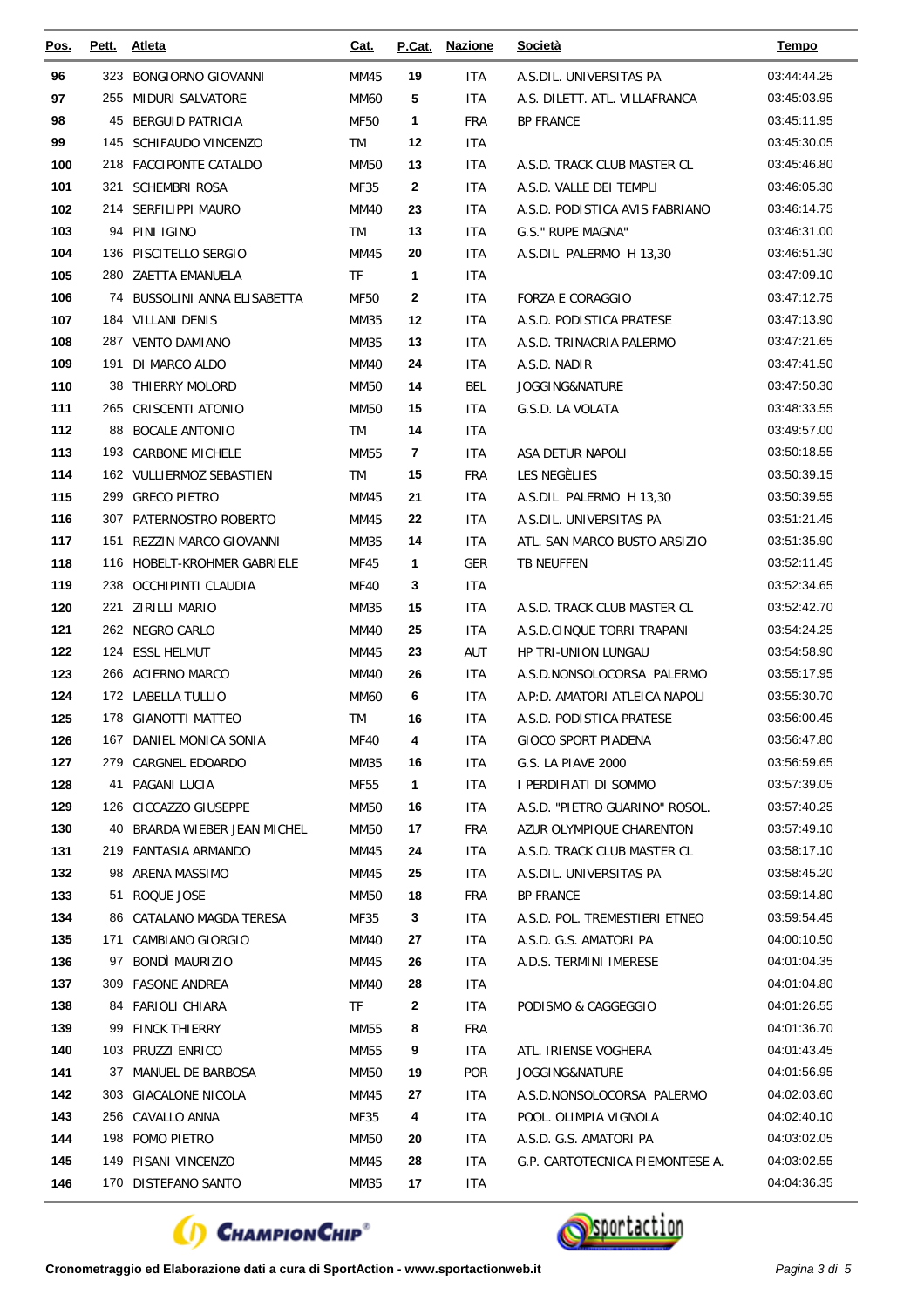| Pos. | Pett. | Atleta | Cat. | P.Cat. | Nazione | Società | Tempo |
|---|---|---|---|---|---|---|---|
| 96 | 323 | BONGIORNO GIOVANNI | MM45 | 19 | ITA | A.S.DIL. UNIVERSITAS PA | 03:44:44.25 |
| 97 | 255 | MIDURI SALVATORE | MM60 | 5 | ITA | A.S. DILETT. ATL. VILLAFRANCA | 03:45:03.95 |
| 98 | 45 | BERGUID PATRICIA | MF50 | 1 | FRA | BP FRANCE | 03:45:11.95 |
| 99 | 145 | SCHIFAUDO VINCENZO | TM | 12 | ITA | | 03:45:30.05 |
| 100 | 218 | FACCIPONTE CATALDO | MM50 | 13 | ITA | A.S.D. TRACK CLUB MASTER CL | 03:45:46.80 |
| 101 | 321 | SCHEMBRI ROSA | MF35 | 2 | ITA | A.S.D. VALLE DEI TEMPLI | 03:46:05.30 |
| 102 | 214 | SERFILIPPI MAURO | MM40 | 23 | ITA | A.S.D. PODISTICA AVIS FABRIANO | 03:46:14.75 |
| 103 | 94 | PINI IGINO | TM | 13 | ITA | G.S." RUPE MAGNA" | 03:46:31.00 |
| 104 | 136 | PISCITELLO SERGIO | MM45 | 20 | ITA | A.S.DIL PALERMO H 13,30 | 03:46:51.30 |
| 105 | 280 | ZAETTA EMANUELA | TF | 1 | ITA | | 03:47:09.10 |
| 106 | 74 | BUSSOLINI ANNA ELISABETTA | MF50 | 2 | ITA | FORZA E CORAGGIO | 03:47:12.75 |
| 107 | 184 | VILLANI DENIS | MM35 | 12 | ITA | A.S.D. PODISTICA PRATESE | 03:47:13.90 |
| 108 | 287 | VENTO DAMIANO | MM35 | 13 | ITA | A.S.D. TRINACRIA PALERMO | 03:47:21.65 |
| 109 | 191 | DI MARCO ALDO | MM40 | 24 | ITA | A.S.D. NADIR | 03:47:41.50 |
| 110 | 38 | THIERRY MOLORD | MM50 | 14 | BEL | JOGGING&NATURE | 03:47:50.30 |
| 111 | 265 | CRISCENTI ATONIO | MM50 | 15 | ITA | G.S.D. LA VOLATA | 03:48:33.55 |
| 112 | 88 | BOCALE ANTONIO | TM | 14 | ITA | | 03:49:57.00 |
| 113 | 193 | CARBONE MICHELE | MM55 | 7 | ITA | ASA DETUR NAPOLI | 03:50:18.55 |
| 114 | 162 | VULLIERMOZ SEBASTIEN | TM | 15 | FRA | LES NEGÈLIES | 03:50:39.15 |
| 115 | 299 | GRECO PIETRO | MM45 | 21 | ITA | A.S.DIL PALERMO H 13,30 | 03:50:39.55 |
| 116 | 307 | PATERNOSTRO ROBERTO | MM45 | 22 | ITA | A.S.DIL. UNIVERSITAS PA | 03:51:21.45 |
| 117 | 151 | REZZIN MARCO GIOVANNI | MM35 | 14 | ITA | ATL. SAN MARCO BUSTO ARSIZIO | 03:51:35.90 |
| 118 | 116 | HOBELT-KROHMER GABRIELE | MF45 | 1 | GER | TB NEUFFEN | 03:52:11.45 |
| 119 | 238 | OCCHIPINTI CLAUDIA | MF40 | 3 | ITA | | 03:52:34.65 |
| 120 | 221 | ZIRILLI MARIO | MM35 | 15 | ITA | A.S.D. TRACK CLUB MASTER CL | 03:52:42.70 |
| 121 | 262 | NEGRO CARLO | MM40 | 25 | ITA | A.S.D.CINQUE TORRI TRAPANI | 03:54:24.25 |
| 122 | 124 | ESSL HELMUT | MM45 | 23 | AUT | HP TRI-UNION LUNGAU | 03:54:58.90 |
| 123 | 266 | ACIERNO MARCO | MM40 | 26 | ITA | A.S.D.NONSOLOCORSA PALERMO | 03:55:17.95 |
| 124 | 172 | LABELLA TULLIO | MM60 | 6 | ITA | A.P:D. AMATORI ATLEICA NAPOLI | 03:55:30.70 |
| 125 | 178 | GIANOTTI MATTEO | TM | 16 | ITA | A.S.D. PODISTICA PRATESE | 03:56:00.45 |
| 126 | 167 | DANIEL MONICA SONIA | MF40 | 4 | ITA | GIOCO SPORT PIADENA | 03:56:47.80 |
| 127 | 279 | CARGNEL EDOARDO | MM35 | 16 | ITA | G.S. LA PIAVE 2000 | 03:56:59.65 |
| 128 | 41 | PAGANI LUCIA | MF55 | 1 | ITA | I PERDIFIATI DI SOMMO | 03:57:39.05 |
| 129 | 126 | CICCAZZO GIUSEPPE | MM50 | 16 | ITA | A.S.D. "PIETRO GUARINO" ROSOL. | 03:57:40.25 |
| 130 | 40 | BRARDA WIEBER JEAN MICHEL | MM50 | 17 | FRA | AZUR OLYMPIQUE CHARENTON | 03:57:49.10 |
| 131 | 219 | FANTASIA ARMANDO | MM45 | 24 | ITA | A.S.D. TRACK CLUB MASTER CL | 03:58:17.10 |
| 132 | 98 | ARENA MASSIMO | MM45 | 25 | ITA | A.S.DIL. UNIVERSITAS PA | 03:58:45.20 |
| 133 | 51 | ROQUE JOSE | MM50 | 18 | FRA | BP FRANCE | 03:59:14.80 |
| 134 | 86 | CATALANO MAGDA TERESA | MF35 | 3 | ITA | A.S.D. POL. TREMESTIERI ETNEO | 03:59:54.45 |
| 135 | 171 | CAMBIANO GIORGIO | MM40 | 27 | ITA | A.S.D. G.S. AMATORI PA | 04:00:10.50 |
| 136 | 97 | BONDÌ MAURIZIO | MM45 | 26 | ITA | A.D.S. TERMINI IMERESE | 04:01:04.35 |
| 137 | 309 | FASONE ANDREA | MM40 | 28 | ITA | | 04:01:04.80 |
| 138 | 84 | FARIOLI CHIARA | TF | 2 | ITA | PODISMO & CAGGEGGIO | 04:01:26.55 |
| 139 | 99 | FINCK THIERRY | MM55 | 8 | FRA | | 04:01:36.70 |
| 140 | 103 | PRUZZI ENRICO | MM55 | 9 | ITA | ATL. IRIENSE VOGHERA | 04:01:43.45 |
| 141 | 37 | MANUEL DE BARBOSA | MM50 | 19 | POR | JOGGING&NATURE | 04:01:56.95 |
| 142 | 303 | GIACALONE NICOLA | MM45 | 27 | ITA | A.S.D.NONSOLOCORSA PALERMO | 04:02:03.60 |
| 143 | 256 | CAVALLO ANNA | MF35 | 4 | ITA | POOL. OLIMPIA VIGNOLA | 04:02:40.10 |
| 144 | 198 | POMO PIETRO | MM50 | 20 | ITA | A.S.D. G.S. AMATORI PA | 04:03:02.05 |
| 145 | 149 | PISANI VINCENZO | MM45 | 28 | ITA | G.P. CARTOTECNICA PIEMONTESE A. | 04:03:02.55 |
| 146 | 170 | DISTEFANO SANTO | MM35 | 17 | ITA | | 04:04:36.35 |

**Cronometraggio ed Elaborazione dati a cura di SportAction - www.sportactionweb.it**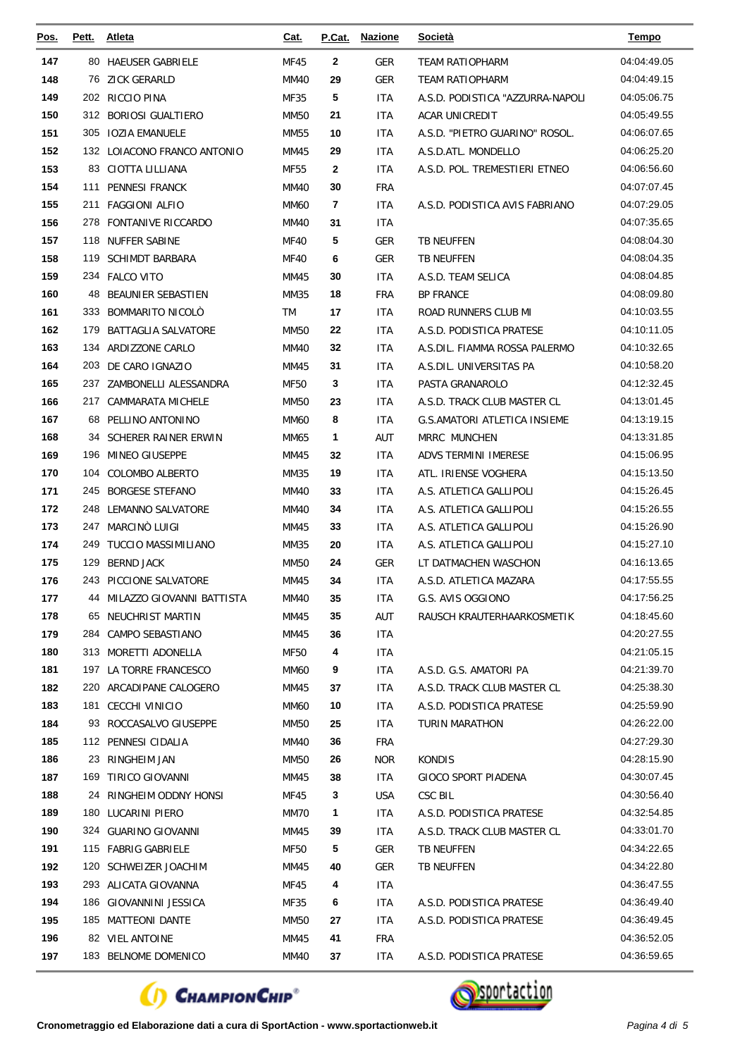| Pos. | Pett. | Atleta | Cat. | P.Cat. | Nazione | Società | Tempo |
|---|---|---|---|---|---|---|---|
| 147 | 80 | HAEUSER GABRIELE | MF45 | 2 | GER | TEAM RATIOPHARM | 04:04:49.05 |
| 148 | 76 | ZICK GERARLD | MM40 | 29 | GER | TEAM RATIOPHARM | 04:04:49.15 |
| 149 | 202 | RICCIO PINA | MF35 | 5 | ITA | A.S.D. PODISTICA "AZZURRA-NAPOLI | 04:05:06.75 |
| 150 | 312 | BORIOSI GUALTIERO | MM50 | 21 | ITA | ACAR UNICREDIT | 04:05:49.55 |
| 151 | 305 | IOZIA EMANUELE | MM55 | 10 | ITA | A.S.D. "PIETRO GUARINO" ROSOL. | 04:06:07.65 |
| 152 | 132 | LOIACONO FRANCO ANTONIO | MM45 | 29 | ITA | A.S.D.ATL. MONDELLO | 04:06:25.20 |
| 153 | 83 | CIOTTA LILLIANA | MF55 | 2 | ITA | A.S.D. POL. TREMESTIERI ETNEO | 04:06:56.60 |
| 154 | 111 | PENNESI FRANCK | MM40 | 30 | FRA | | 04:07:07.45 |
| 155 | 211 | FAGGIONI ALFIO | MM60 | 7 | ITA | A.S.D. PODISTICA AVIS FABRIANO | 04:07:29.05 |
| 156 | 278 | FONTANIVE RICCARDO | MM40 | 31 | ITA | | 04:07:35.65 |
| 157 | 118 | NUFFER SABINE | MF40 | 5 | GER | TB NEUFFEN | 04:08:04.30 |
| 158 | 119 | SCHIMDT BARBARA | MF40 | 6 | GER | TB NEUFFEN | 04:08:04.35 |
| 159 | 234 | FALCO VITO | MM45 | 30 | ITA | A.S.D. TEAM SELICA | 04:08:04.85 |
| 160 | 48 | BEAUNIER SEBASTIEN | MM35 | 18 | FRA | BP FRANCE | 04:08:09.80 |
| 161 | 333 | BOMMARITO NICOLÒ | TM | 17 | ITA | ROAD RUNNERS CLUB MI | 04:10:03.55 |
| 162 | 179 | BATTAGLIA SALVATORE | MM50 | 22 | ITA | A.S.D. PODISTICA PRATESE | 04:10:11.05 |
| 163 | 134 | ARDIZZONE CARLO | MM40 | 32 | ITA | A.S.DIL. FIAMMA ROSSA PALERMO | 04:10:32.65 |
| 164 | 203 | DE CARO IGNAZIO | MM45 | 31 | ITA | A.S.DIL. UNIVERSITAS PA | 04:10:58.20 |
| 165 | 237 | ZAMBONELLI ALESSANDRA | MF50 | 3 | ITA | PASTA GRANAROLO | 04:12:32.45 |
| 166 | 217 | CAMMARATA MICHELE | MM50 | 23 | ITA | A.S.D. TRACK CLUB MASTER CL | 04:13:01.45 |
| 167 | 68 | PELLINO ANTONINO | MM60 | 8 | ITA | G.S.AMATORI ATLETICA INSIEME | 04:13:19.15 |
| 168 | 34 | SCHERER RAINER ERWIN | MM65 | 1 | AUT | MRRC MUNCHEN | 04:13:31.85 |
| 169 | 196 | MINEO GIUSEPPE | MM45 | 32 | ITA | ADVS TERMINI IMERESE | 04:15:06.95 |
| 170 | 104 | COLOMBO ALBERTO | MM35 | 19 | ITA | ATL. IRIENSE VOGHERA | 04:15:13.50 |
| 171 | 245 | BORGESE STEFANO | MM40 | 33 | ITA | A.S. ATLETICA GALLIPOLI | 04:15:26.45 |
| 172 | 248 | LEMANNO SALVATORE | MM40 | 34 | ITA | A.S. ATLETICA GALLIPOLI | 04:15:26.55 |
| 173 | 247 | MARCINÒ LUIGI | MM45 | 33 | ITA | A.S. ATLETICA GALLIPOLI | 04:15:26.90 |
| 174 | 249 | TUCCIO MASSIMILIANO | MM35 | 20 | ITA | A.S. ATLETICA GALLIPOLI | 04:15:27.10 |
| 175 | 129 | BERND JACK | MM50 | 24 | GER | LT DATMACHEN WASCHON | 04:16:13.65 |
| 176 | 243 | PICCIONE SALVATORE | MM45 | 34 | ITA | A.S.D. ATLETICA MAZARA | 04:17:55.55 |
| 177 | 44 | MILAZZO GIOVANNI BATTISTA | MM40 | 35 | ITA | G.S. AVIS OGGIONO | 04:17:56.25 |
| 178 | 65 | NEUCHRIST MARTIN | MM45 | 35 | AUT | RAUSCH KRAUTERHAARKOSMETIK | 04:18:45.60 |
| 179 | 284 | CAMPO SEBASTIANO | MM45 | 36 | ITA | | 04:20:27.55 |
| 180 | 313 | MORETTI ADONELLA | MF50 | 4 | ITA | | 04:21:05.15 |
| 181 | 197 | LA TORRE FRANCESCO | MM60 | 9 | ITA | A.S.D. G.S. AMATORI PA | 04:21:39.70 |
| 182 | 220 | ARCADIPANE CALOGERO | MM45 | 37 | ITA | A.S.D. TRACK CLUB MASTER CL | 04:25:38.30 |
| 183 | 181 | CECCHI VINICIO | MM60 | 10 | ITA | A.S.D. PODISTICA PRATESE | 04:25:59.90 |
| 184 | 93 | ROCCASALVO GIUSEPPE | MM50 | 25 | ITA | TURIN MARATHON | 04:26:22.00 |
| 185 | 112 | PENNESI CIDALIA | MM40 | 36 | FRA | | 04:27:29.30 |
| 186 | 23 | RINGHEIM JAN | MM50 | 26 | NOR | KONDIS | 04:28:15.90 |
| 187 | 169 | TIRICO GIOVANNI | MM45 | 38 | ITA | GIOCO SPORT PIADENA | 04:30:07.45 |
| 188 | 24 | RINGHEIM ODDNY HONSI | MF45 | 3 | USA | CSC BIL | 04:30:56.40 |
| 189 | 180 | LUCARINI PIERO | MM70 | 1 | ITA | A.S.D. PODISTICA PRATESE | 04:32:54.85 |
| 190 | 324 | GUARINO GIOVANNI | MM45 | 39 | ITA | A.S.D. TRACK CLUB MASTER CL | 04:33:01.70 |
| 191 | 115 | FABRIG GABRIELE | MF50 | 5 | GER | TB NEUFFEN | 04:34:22.65 |
| 192 | 120 | SCHWEIZER JOACHIM | MM45 | 40 | GER | TB NEUFFEN | 04:34:22.80 |
| 193 | 293 | ALICATA GIOVANNA | MF45 | 4 | ITA | | 04:36:47.55 |
| 194 | 186 | GIOVANNINI JESSICA | MF35 | 6 | ITA | A.S.D. PODISTICA PRATESE | 04:36:49.40 |
| 195 | 185 | MATTEONI DANTE | MM50 | 27 | ITA | A.S.D. PODISTICA PRATESE | 04:36:49.45 |
| 196 | 82 | VIEL ANTOINE | MM45 | 41 | FRA | | 04:36:52.05 |
| 197 | 183 | BELNOME DOMENICO | MM40 | 37 | ITA | A.S.D. PODISTICA PRATESE | 04:36:59.65 |

**Cronometraggio ed Elaborazione dati a cura di SportAction - www.sportactionweb.it**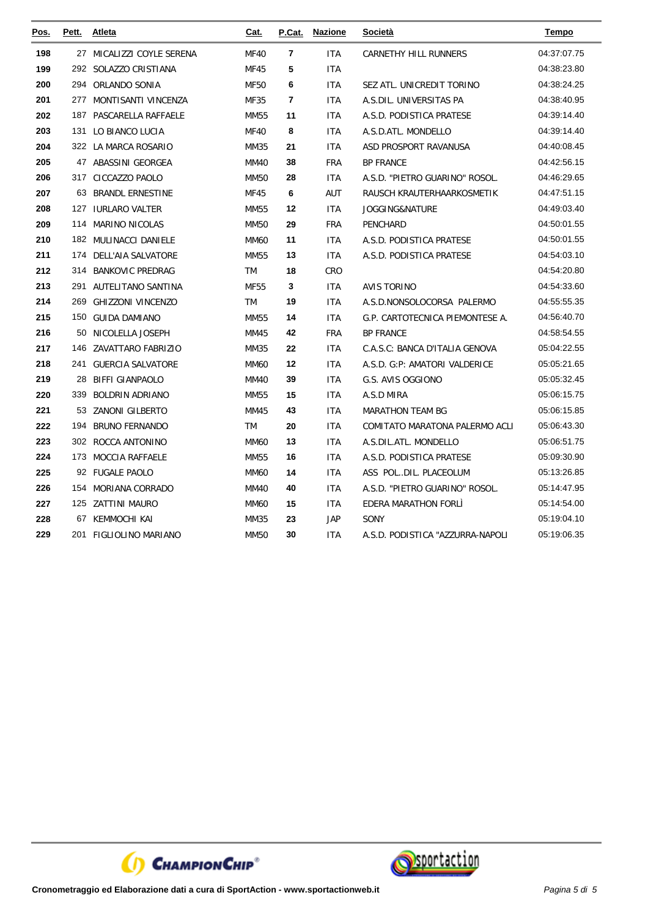| Pos. | Pett. | Atleta | Cat. | P.Cat. | Nazione | Società | Tempo |
|---|---|---|---|---|---|---|---|
| 198 | 27 | MICALIZZI COYLE SERENA | MF40 | 7 | ITA | CARNETHY HILL RUNNERS | 04:37:07.75 |
| 199 | 292 | SOLAZZO CRISTIANA | MF45 | 5 | ITA | | 04:38:23.80 |
| 200 | 294 | ORLANDO SONIA | MF50 | 6 | ITA | SEZ ATL. UNICREDIT TORINO | 04:38:24.25 |
| 201 | 277 | MONTISANTI VINCENZA | MF35 | 7 | ITA | A.S.DIL. UNIVERSITAS PA | 04:38:40.95 |
| 202 | 187 | PASCARELLA RAFFAELE | MM55 | 11 | ITA | A.S.D. PODISTICA PRATESE | 04:39:14.40 |
| 203 | 131 | LO BIANCO LUCIA | MF40 | 8 | ITA | A.S.D.ATL. MONDELLO | 04:39:14.40 |
| 204 | 322 | LA MARCA ROSARIO | MM35 | 21 | ITA | ASD PROSPORT RAVANUSA | 04:40:08.45 |
| 205 | 47 | ABASSINI GEORGEA | MM40 | 38 | FRA | BP FRANCE | 04:42:56.15 |
| 206 | 317 | CICCAZZO PAOLO | MM50 | 28 | ITA | A.S.D. "PIETRO GUARINO" ROSOL. | 04:46:29.65 |
| 207 | 63 | BRANDL ERNESTINE | MF45 | 6 | AUT | RAUSCH KRAUTERHAARKOSMETIK | 04:47:51.15 |
| 208 | 127 | IURLARO VALTER | MM55 | 12 | ITA | JOGGING&NATURE | 04:49:03.40 |
| 209 | 114 | MARINO NICOLAS | MM50 | 29 | FRA | PENCHARD | 04:50:01.55 |
| 210 | 182 | MULINACCI DANIELE | MM60 | 11 | ITA | A.S.D. PODISTICA PRATESE | 04:50:01.55 |
| 211 | 174 | DELL'AIA SALVATORE | MM55 | 13 | ITA | A.S.D. PODISTICA PRATESE | 04:54:03.10 |
| 212 | 314 | BANKOVIC PREDRAG | TM | 18 | CRO | | 04:54:20.80 |
| 213 | 291 | AUTELITANO SANTINA | MF55 | 3 | ITA | AVIS TORINO | 04:54:33.60 |
| 214 | 269 | GHIZZONI VINCENZO | TM | 19 | ITA | A.S.D.NONSOLOCORSA PALERMO | 04:55:55.35 |
| 215 | 150 | GUIDA DAMIANO | MM55 | 14 | ITA | G.P. CARTOTECNICA PIEMONTESE A. | 04:56:40.70 |
| 216 | 50 | NICOLELLA JOSEPH | MM45 | 42 | FRA | BP FRANCE | 04:58:54.55 |
| 217 | 146 | ZAVATTARO FABRIZIO | MM35 | 22 | ITA | C.A.S.C: BANCA D'ITALIA GENOVA | 05:04:22.55 |
| 218 | 241 | GUERCIA SALVATORE | MM60 | 12 | ITA | A.S.D. G:P: AMATORI VALDERICE | 05:05:21.65 |
| 219 | 28 | BIFFI GIANPAOLO | MM40 | 39 | ITA | G.S. AVIS OGGIONO | 05:05:32.45 |
| 220 | 339 | BOLDRIN ADRIANO | MM55 | 15 | ITA | A.S.D MIRA | 05:06:15.75 |
| 221 | 53 | ZANONI GILBERTO | MM45 | 43 | ITA | MARATHON TEAM BG | 05:06:15.85 |
| 222 | 194 | BRUNO FERNANDO | TM | 20 | ITA | COMITATO MARATONA PALERMO ACLI | 05:06:43.30 |
| 223 | 302 | ROCCA ANTONINO | MM60 | 13 | ITA | A.S.DIL.ATL. MONDELLO | 05:06:51.75 |
| 224 | 173 | MOCCIA RAFFAELE | MM55 | 16 | ITA | A.S.D. PODISTICA PRATESE | 05:09:30.90 |
| 225 | 92 | FUGALE PAOLO | MM60 | 14 | ITA | ASS POL..DIL. PLACEOLUM | 05:13:26.85 |
| 226 | 154 | MORIANA CORRADO | MM40 | 40 | ITA | A.S.D. "PIETRO GUARINO" ROSOL. | 05:14:47.95 |
| 227 | 125 | ZATTINI MAURO | MM60 | 15 | ITA | EDERA MARATHON FORLÌ | 05:14:54.00 |
| 228 | 67 | KEMMOCHI KAI | MM35 | 23 | JAP | SONY | 05:19:04.10 |
| 229 | 201 | FIGLIOLINO MARIANO | MM50 | 30 | ITA | A.S.D. PODISTICA "AZZURRA-NAPOLI | 05:19:06.35 |

Cronometraggio ed Elaborazione dati a cura di SportAction - www.sportactionweb.it